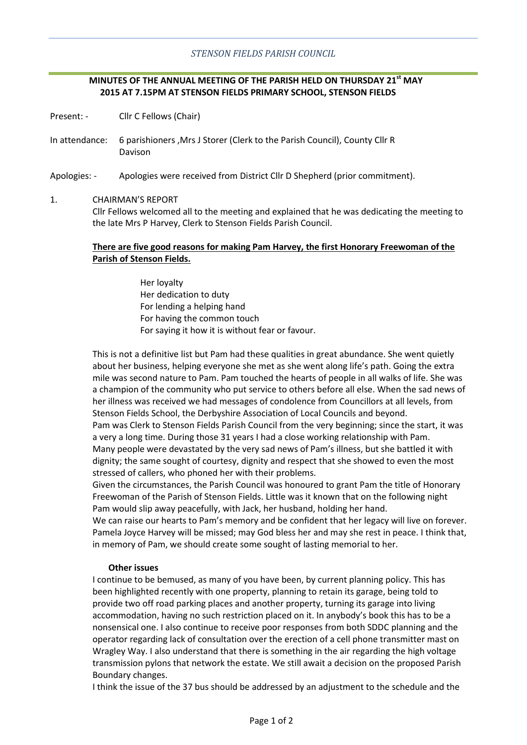*STENSON FIELDS PARISH COUNCIL*

**MINUTES OF THE ANNUAL MEETING OF THE PARISH HELD ON THURSDAY 21st MAY 2015 AT 7.15PM AT STENSON FIELDS PRIMARY SCHOOL, STENSON FIELDS**

Present: - Cllr C Fellows (Chair)

In attendance: 6 parishioners ,Mrs J Storer (Clerk to the Parish Council), County Cllr R Davison

Apologies: - Apologies were received from District Cllr D Shepherd (prior commitment).

1. CHAIRMAN'S REPORT

Cllr Fellows welcomed all to the meeting and explained that he was dedicating the meeting to the late Mrs P Harvey, Clerk to Stenson Fields Parish Council.

**There are five good reasons for making Pam Harvey, the first Honorary Freewoman of the Parish of Stenson Fields.**

Her loyalty
Her dedication to duty
For lending a helping hand
For having the common touch
For saying it how it is without fear or favour.

This is not a definitive list but Pam had these qualities in great abundance. She went quietly about her business, helping everyone she met as she went along life's path. Going the extra mile was second nature to Pam. Pam touched the hearts of people in all walks of life. She was a champion of the community who put service to others before all else. When the sad news of her illness was received we had messages of condolence from Councillors at all levels, from Stenson Fields School, the Derbyshire Association of Local Councils and beyond.
Pam was Clerk to Stenson Fields Parish Council from the very beginning; since the start, it was a very a long time. During those 31 years I had a close working relationship with Pam.
Many people were devastated by the very sad news of Pam's illness, but she battled it with dignity; the same sought of courtesy, dignity and respect that she showed to even the most stressed of callers, who phoned her with their problems.
Given the circumstances, the Parish Council was honoured to grant Pam the title of Honorary Freewoman of the Parish of Stenson Fields. Little was it known that on the following night Pam would slip away peacefully, with Jack, her husband, holding her hand.
We can raise our hearts to Pam's memory and be confident that her legacy will live on forever.
Pamela Joyce Harvey will be missed; may God bless her and may she rest in peace. I think that, in memory of Pam, we should create some sought of lasting memorial to her.

**Other issues**

I continue to be bemused, as many of you have been, by current planning policy. This has been highlighted recently with one property, planning to retain its garage, being told to provide two off road parking places and another property, turning its garage into living accommodation, having no such restriction placed on it. In anybody's book this has to be a nonsensical one. I also continue to receive poor responses from both SDDC planning and the operator regarding lack of consultation over the erection of a cell phone transmitter mast on Wragley Way. I also understand that there is something in the air regarding the high voltage transmission pylons that network the estate. We still await a decision on the proposed Parish Boundary changes.
I think the issue of the 37 bus should be addressed by an adjustment to the schedule and the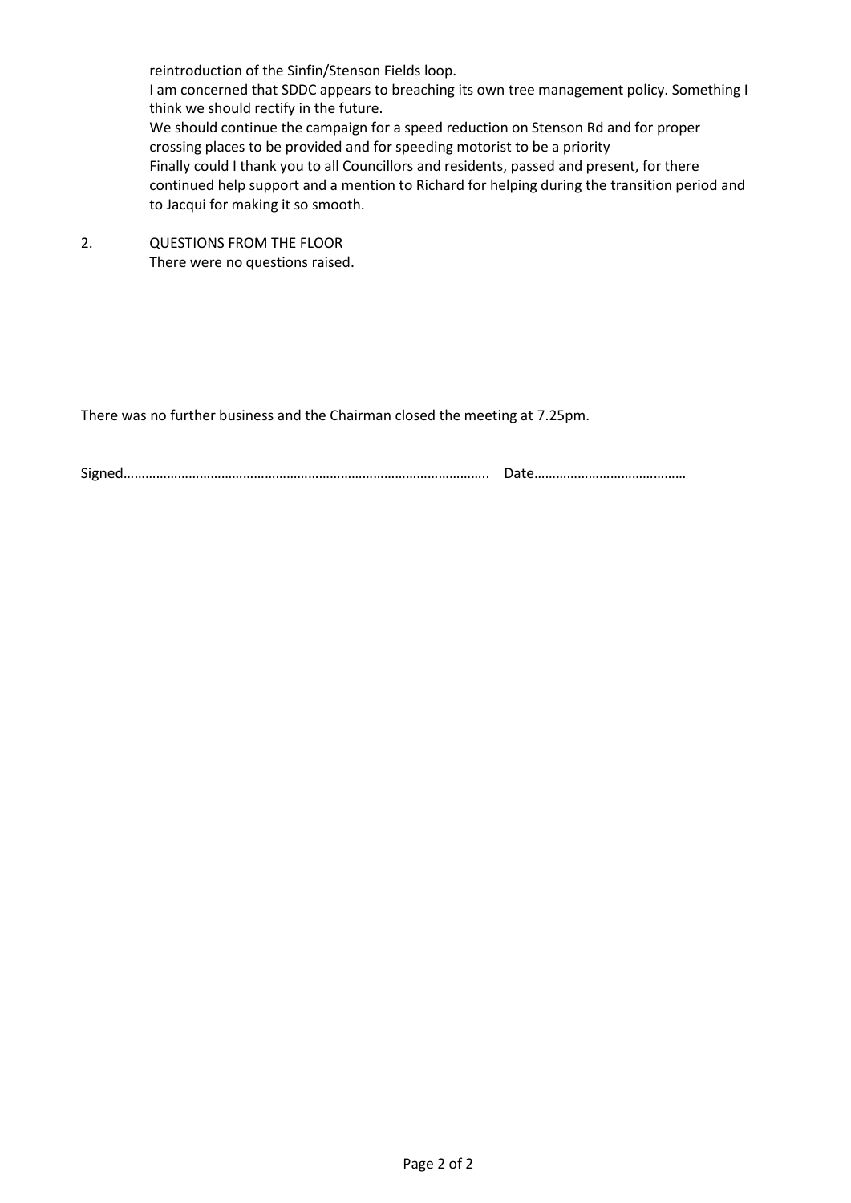reintroduction of the Sinfin/Stenson Fields loop.
I am concerned that SDDC appears to breaching its own tree management policy. Something I think we should rectify in the future.
We should continue the campaign for a speed reduction on Stenson Rd and for proper crossing places to be provided and for speeding motorist to be a priority
Finally could I thank you to all Councillors and residents, passed and present, for there continued help support and a mention to Richard for helping during the transition period and to Jacqui for making it so smooth.

2. QUESTIONS FROM THE FLOOR
There were no questions raised.

There was no further business and the Chairman closed the meeting at 7.25pm.

Signed……………………………………………………………………………………….. Date……………………………………